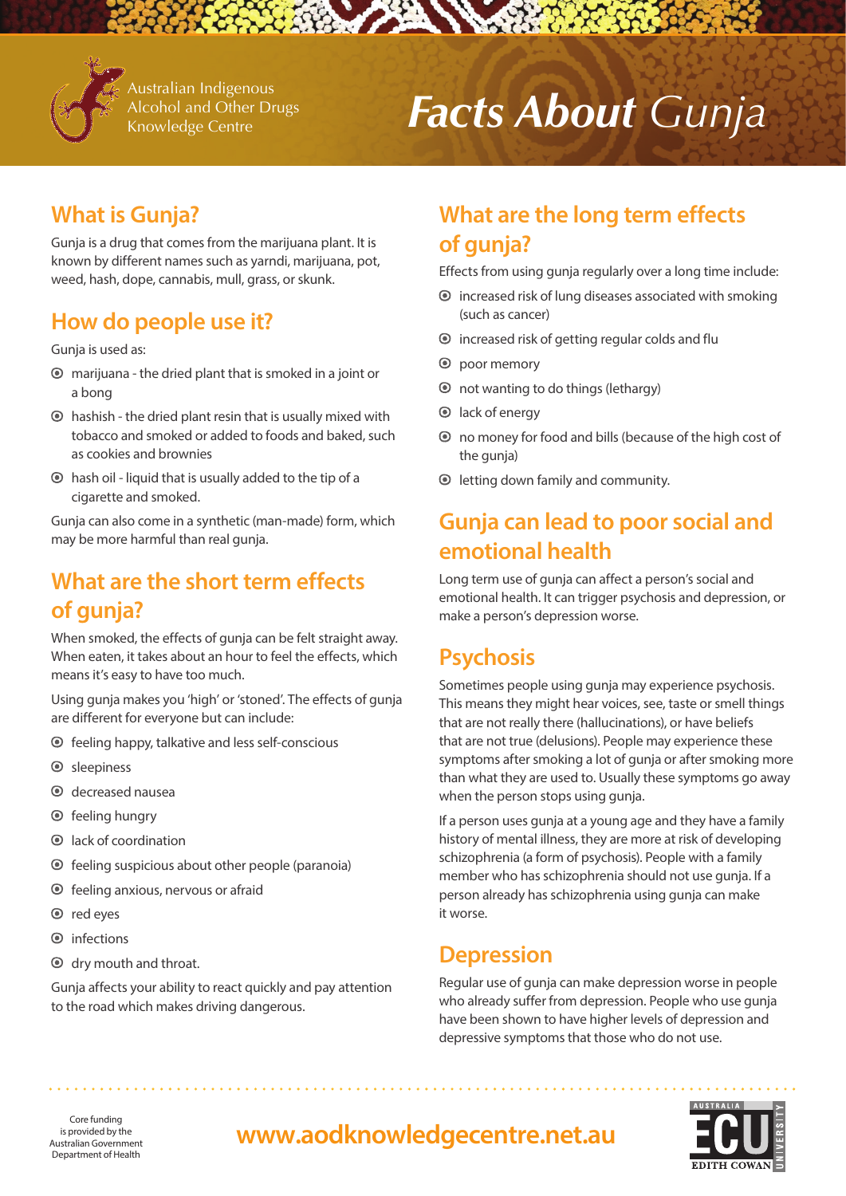Australian Indigenous Alcohol and Other Drugs Knowledge Centre

# ***Facts About*** *Gunja*

## What is Gunja?

Gunja is a drug that comes from the marijuana plant. It is known by different names such as yarndi, marijuana, pot, weed, hash, dope, cannabis, mull, grass, or skunk.

## How do people use it?

Gunja is used as:

- marijuana - the dried plant that is smoked in a joint or a bong
- hashish - the dried plant resin that is usually mixed with tobacco and smoked or added to foods and baked, such as cookies and brownies
- hash oil - liquid that is usually added to the tip of a cigarette and smoked.

Gunja can also come in a synthetic (man-made) form, which may be more harmful than real gunja.

## What are the short term effects of gunja?

When smoked, the effects of gunja can be felt straight away. When eaten, it takes about an hour to feel the effects, which means it's easy to have too much.

Using gunja makes you 'high' or 'stoned'. The effects of gunja are different for everyone but can include:

- feeling happy, talkative and less self-conscious
- sleepiness
- decreased nausea
- feeling hungry
- lack of coordination
- feeling suspicious about other people (paranoia)
- feeling anxious, nervous or afraid
- red eyes
- infections
- dry mouth and throat.

Gunja affects your ability to react quickly and pay attention to the road which makes driving dangerous.

## What are the long term effects of gunja?

Effects from using gunja regularly over a long time include:

- increased risk of lung diseases associated with smoking (such as cancer)
- increased risk of getting regular colds and flu
- poor memory
- not wanting to do things (lethargy)
- lack of energy
- no money for food and bills (because of the high cost of the gunja)
- letting down family and community.

## Gunja can lead to poor social and emotional health

Long term use of gunja can affect a person's social and emotional health. It can trigger psychosis and depression, or make a person's depression worse.

## Psychosis

Sometimes people using gunja may experience psychosis. This means they might hear voices, see, taste or smell things that are not really there (hallucinations), or have beliefs that are not true (delusions). People may experience these symptoms after smoking a lot of gunja or after smoking more than what they are used to. Usually these symptoms go away when the person stops using gunja.

If a person uses gunja at a young age and they have a family history of mental illness, they are more at risk of developing schizophrenia (a form of psychosis). People with a family member who has schizophrenia should not use gunja. If a person already has schizophrenia using gunja can make it worse.

## Depression

Regular use of gunja can make depression worse in people who already suffer from depression. People who use gunja have been shown to have higher levels of depression and depressive symptoms that those who do not use.

Core funding is provided by the Australian Government Department of Health

www.aodknowledgecentre.net.au

Edith Cowan University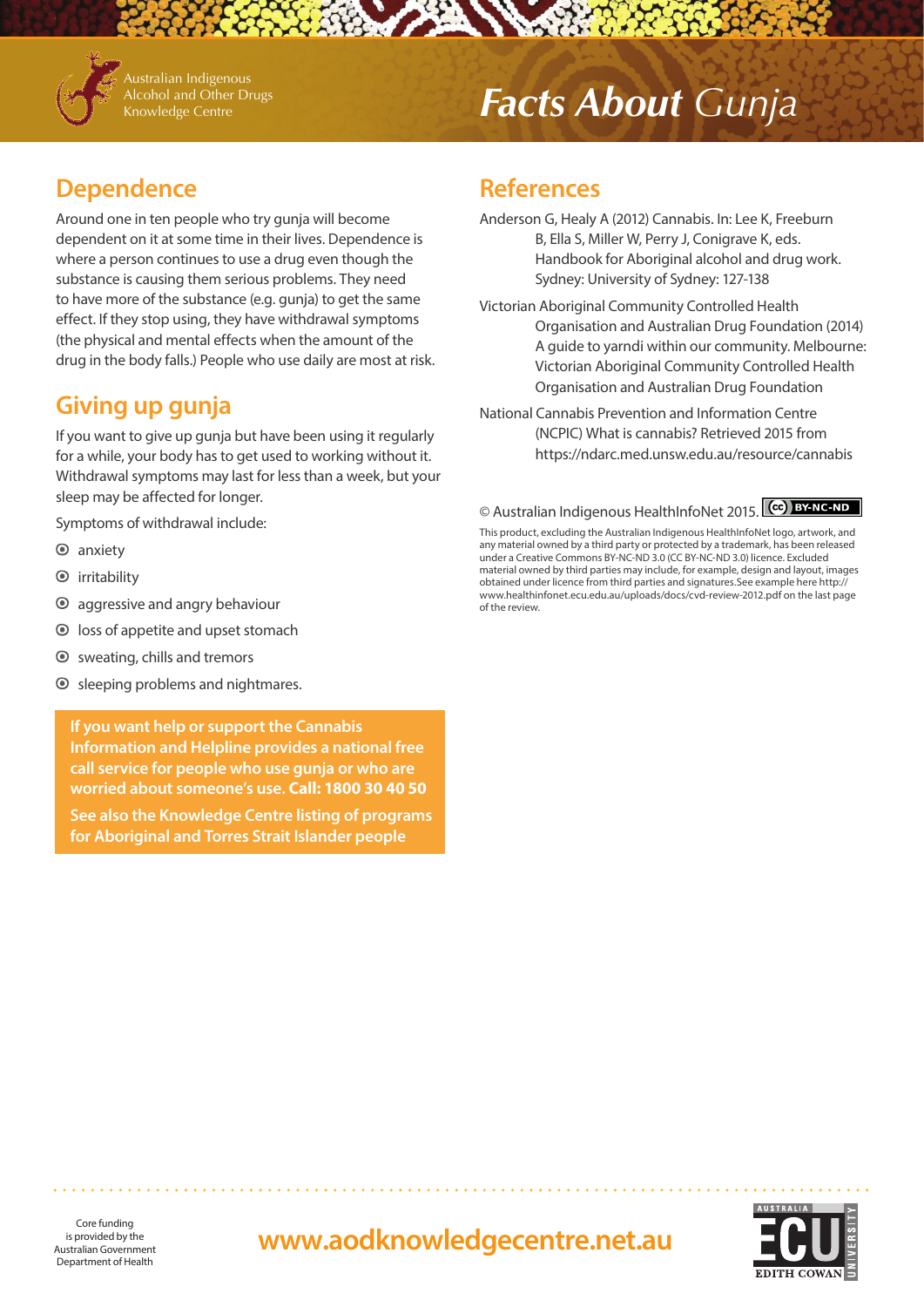# Facts About Gunja

## Dependence

Around one in ten people who try gunja will become dependent on it at some time in their lives. Dependence is where a person continues to use a drug even though the substance is causing them serious problems. They need to have more of the substance (e.g. gunja) to get the same effect. If they stop using, they have withdrawal symptoms (the physical and mental effects when the amount of the drug in the body falls.) People who use daily are most at risk.

## Giving up gunja

If you want to give up gunja but have been using it regularly for a while, your body has to get used to working without it. Withdrawal symptoms may last for less than a week, but your sleep may be affected for longer.

Symptoms of withdrawal include:

- anxiety
- irritability
- aggressive and angry behaviour
- loss of appetite and upset stomach
- sweating, chills and tremors
- sleeping problems and nightmares.

**If you want help or support the Cannabis Information and Helpline provides a national free call service for people who use gunja or who are worried about someone's use. Call: 1800 30 40 50**

**See also the Knowledge Centre listing of programs for Aboriginal and Torres Strait Islander people**

## References

Anderson G, Healy A (2012) Cannabis. In: Lee K, Freeburn B, Ella S, Miller W, Perry J, Conigrave K, eds. Handbook for Aboriginal alcohol and drug work. Sydney: University of Sydney: 127-138

Victorian Aboriginal Community Controlled Health Organisation and Australian Drug Foundation (2014) A guide to yarndi within our community. Melbourne: Victorian Aboriginal Community Controlled Health Organisation and Australian Drug Foundation

National Cannabis Prevention and Information Centre (NCPIC) What is cannabis? Retrieved 2015 from https://ndarc.med.unsw.edu.au/resource/cannabis

© Australian Indigenous HealthInfoNet 2015. (cc) BY-NC-ND

This product, excluding the Australian Indigenous HealthInfoNet logo, artwork, and any material owned by a third party or protected by a trademark, has been released under a Creative Commons BY-NC-ND 3.0 (CC BY-NC-ND 3.0) licence. Excluded material owned by third parties may include, for example, design and layout, images obtained under licence from third parties and signatures.See example here http://www.healthinfonet.ecu.edu.au/uploads/docs/cvd-review-2012.pdf on the last page of the review.

Core funding is provided by the Australian Government Department of Health

www.aodknowledgecentre.net.au